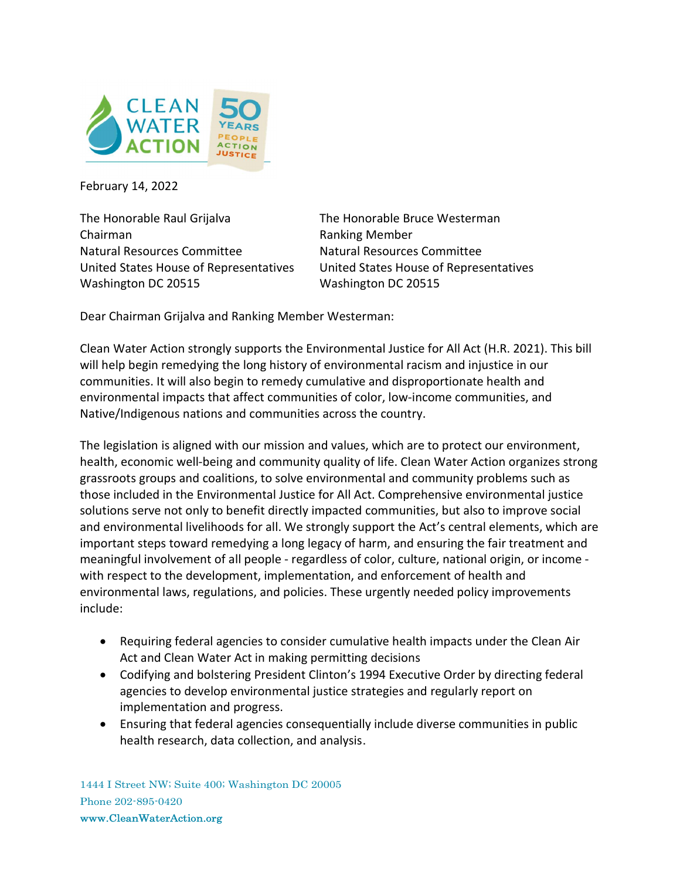February 14, 2022

The Honorable Raul Grijalva
Chairman
Natural Resources Committee
United States House of Representatives
Washington DC 20515

The Honorable Bruce Westerman
Ranking Member
Natural Resources Committee
United States House of Representatives
Washington DC 20515

Dear Chairman Grijalva and Ranking Member Westerman:

Clean Water Action strongly supports the Environmental Justice for All Act (H.R. 2021). This bill will help begin remedying the long history of environmental racism and injustice in our communities. It will also begin to remedy cumulative and disproportionate health and environmental impacts that affect communities of color, low-income communities, and Native/Indigenous nations and communities across the country.

The legislation is aligned with our mission and values, which are to protect our environment, health, economic well-being and community quality of life. Clean Water Action organizes strong grassroots groups and coalitions, to solve environmental and community problems such as those included in the Environmental Justice for All Act. Comprehensive environmental justice solutions serve not only to benefit directly impacted communities, but also to improve social and environmental livelihoods for all. We strongly support the Act's central elements, which are important steps toward remedying a long legacy of harm, and ensuring the fair treatment and meaningful involvement of all people - regardless of color, culture, national origin, or income - with respect to the development, implementation, and enforcement of health and environmental laws, regulations, and policies. These urgently needed policy improvements include:

- Requiring federal agencies to consider cumulative health impacts under the Clean Air Act and Clean Water Act in making permitting decisions
- Codifying and bolstering President Clinton's 1994 Executive Order by directing federal agencies to develop environmental justice strategies and regularly report on implementation and progress.
- Ensuring that federal agencies consequentially include diverse communities in public health research, data collection, and analysis.

1444 I Street NW; Suite 400; Washington DC 20005
Phone 202-895-0420
www.CleanWaterAction.org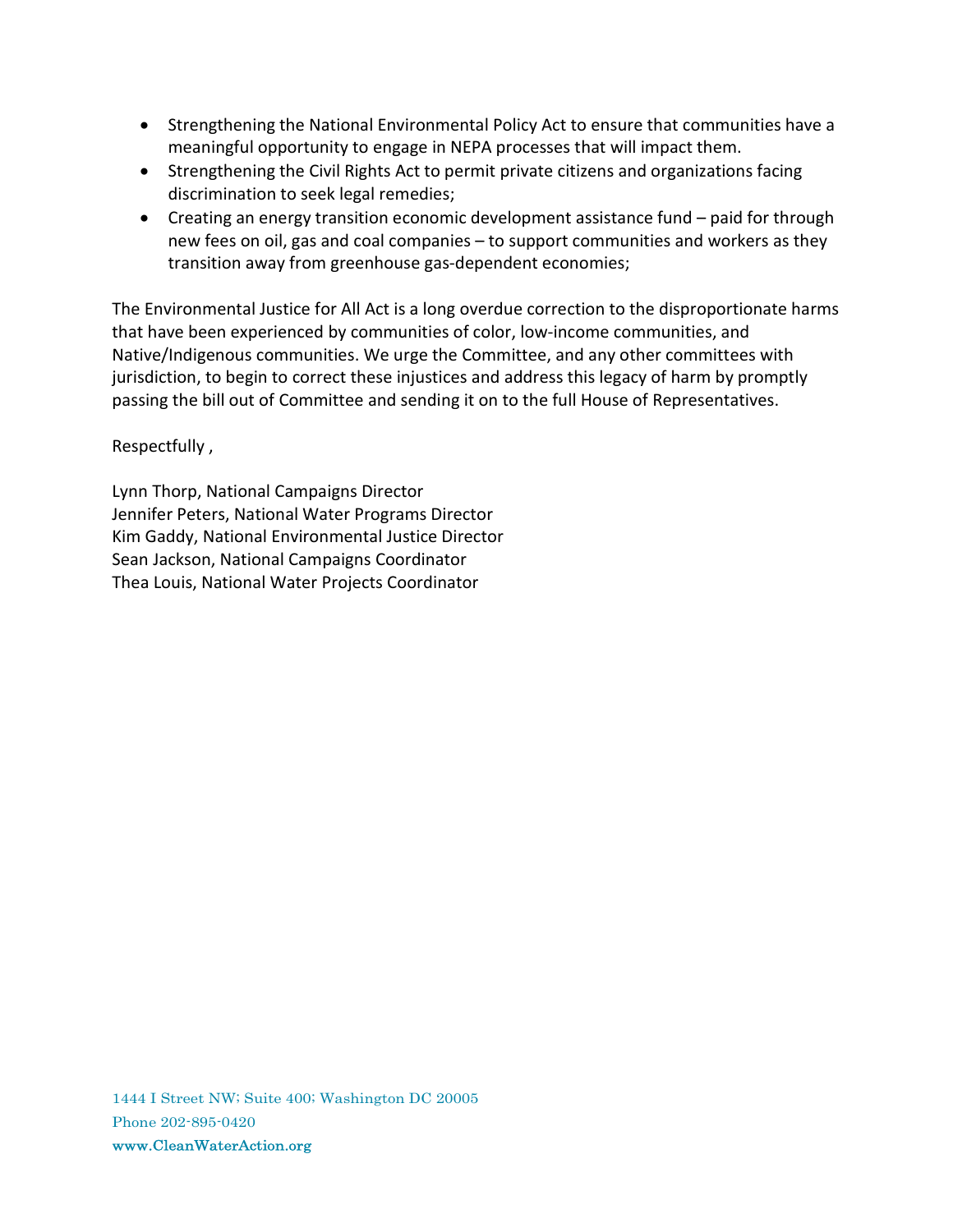- Strengthening the National Environmental Policy Act to ensure that communities have a meaningful opportunity to engage in NEPA processes that will impact them.
- Strengthening the Civil Rights Act to permit private citizens and organizations facing discrimination to seek legal remedies;
- Creating an energy transition economic development assistance fund – paid for through new fees on oil, gas and coal companies – to support communities and workers as they transition away from greenhouse gas-dependent economies;

The Environmental Justice for All Act is a long overdue correction to the disproportionate harms that have been experienced by communities of color, low-income communities, and Native/Indigenous communities. We urge the Committee, and any other committees with jurisdiction, to begin to correct these injustices and address this legacy of harm by promptly passing the bill out of Committee and sending it on to the full House of Representatives.

Respectfully ,

Lynn Thorp, National Campaigns Director
Jennifer Peters, National Water Programs Director
Kim Gaddy, National Environmental Justice Director
Sean Jackson, National Campaigns Coordinator
Thea Louis, National Water Projects Coordinator

1444 I Street NW; Suite 400; Washington DC 20005
Phone 202-895-0420
www.CleanWaterAction.org